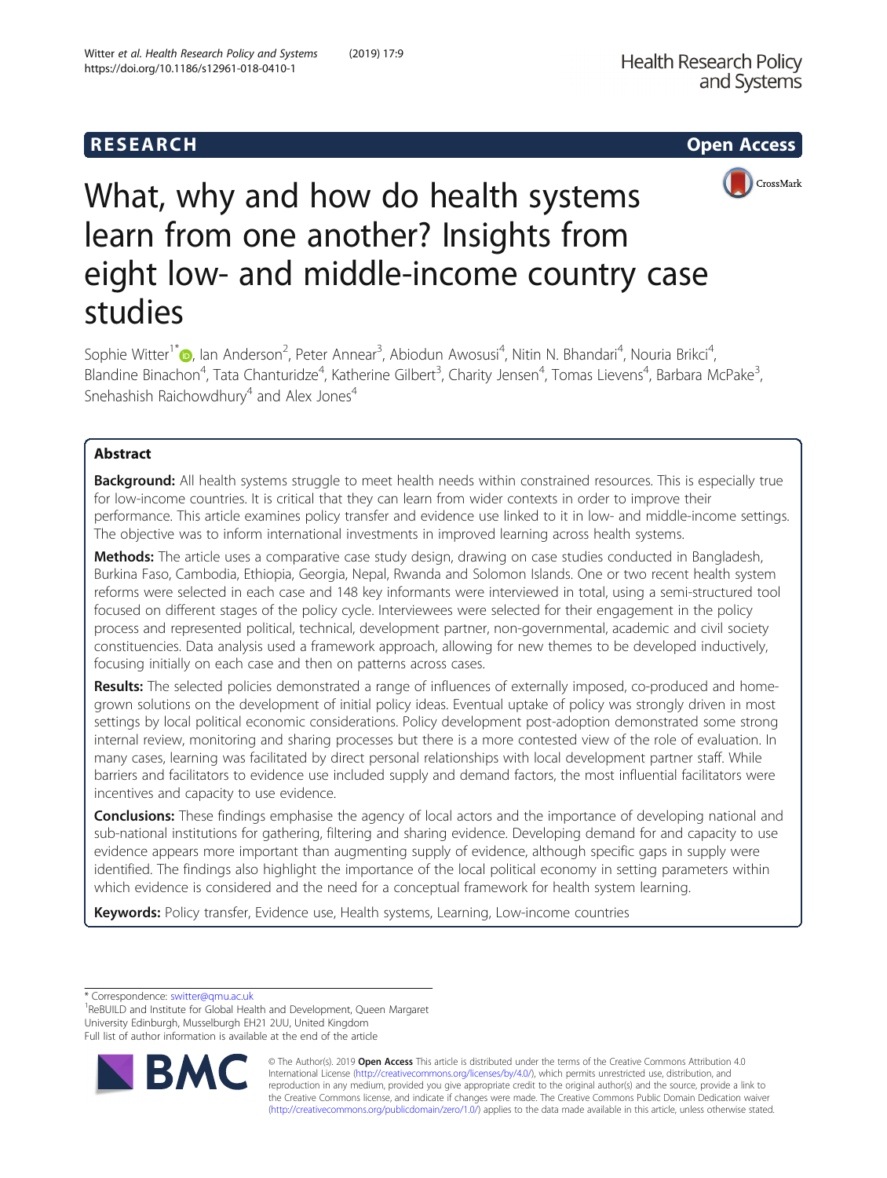RESEARCH | Open Access

# What, why and how do health systems learn from one another? Insights from eight low- and middle-income country case studies

Sophie Witter[1*], Ian Anderson[2], Peter Annear[3], Abiodun Awosusi[4], Nitin N. Bhandari[4], Nouria Brikci[4], Blandine Binachon[4], Tata Chanturidze[4], Katherine Gilbert[3], Charity Jensen[4], Tomas Lievens[4], Barbara McPake[3], Snehashish Raichowdhury[4] and Alex Jones[4]

## Abstract

**Background:** All health systems struggle to meet health needs within constrained resources. This is especially true for low-income countries. It is critical that they can learn from wider contexts in order to improve their performance. This article examines policy transfer and evidence use linked to it in low- and middle-income settings. The objective was to inform international investments in improved learning across health systems.

**Methods:** The article uses a comparative case study design, drawing on case studies conducted in Bangladesh, Burkina Faso, Cambodia, Ethiopia, Georgia, Nepal, Rwanda and Solomon Islands. One or two recent health system reforms were selected in each case and 148 key informants were interviewed in total, using a semi-structured tool focused on different stages of the policy cycle. Interviewees were selected for their engagement in the policy process and represented political, technical, development partner, non-governmental, academic and civil society constituencies. Data analysis used a framework approach, allowing for new themes to be developed inductively, focusing initially on each case and then on patterns across cases.

**Results:** The selected policies demonstrated a range of influences of externally imposed, co-produced and home-grown solutions on the development of initial policy ideas. Eventual uptake of policy was strongly driven in most settings by local political economic considerations. Policy development post-adoption demonstrated some strong internal review, monitoring and sharing processes but there is a more contested view of the role of evaluation. In many cases, learning was facilitated by direct personal relationships with local development partner staff. While barriers and facilitators to evidence use included supply and demand factors, the most influential facilitators were incentives and capacity to use evidence.

**Conclusions:** These findings emphasise the agency of local actors and the importance of developing national and sub-national institutions for gathering, filtering and sharing evidence. Developing demand for and capacity to use evidence appears more important than augmenting supply of evidence, although specific gaps in supply were identified. The findings also highlight the importance of the local political economy in setting parameters within which evidence is considered and the need for a conceptual framework for health system learning.

**Keywords:** Policy transfer, Evidence use, Health systems, Learning, Low-income countries

\* Correspondence: switter@qmu.ac.uk

[1]ReBUILD and Institute for Global Health and Development, Queen Margaret University Edinburgh, Musselburgh EH21 2UU, United Kingdom

Full list of author information is available at the end of the article

© The Author(s). 2019 **Open Access** This article is distributed under the terms of the Creative Commons Attribution 4.0 International License (http://creativecommons.org/licenses/by/4.0/), which permits unrestricted use, distribution, and reproduction in any medium, provided you give appropriate credit to the original author(s) and the source, provide a link to the Creative Commons license, and indicate if changes were made. The Creative Commons Public Domain Dedication waiver (http://creativecommons.org/publicdomain/zero/1.0/) applies to the data made available in this article, unless otherwise stated.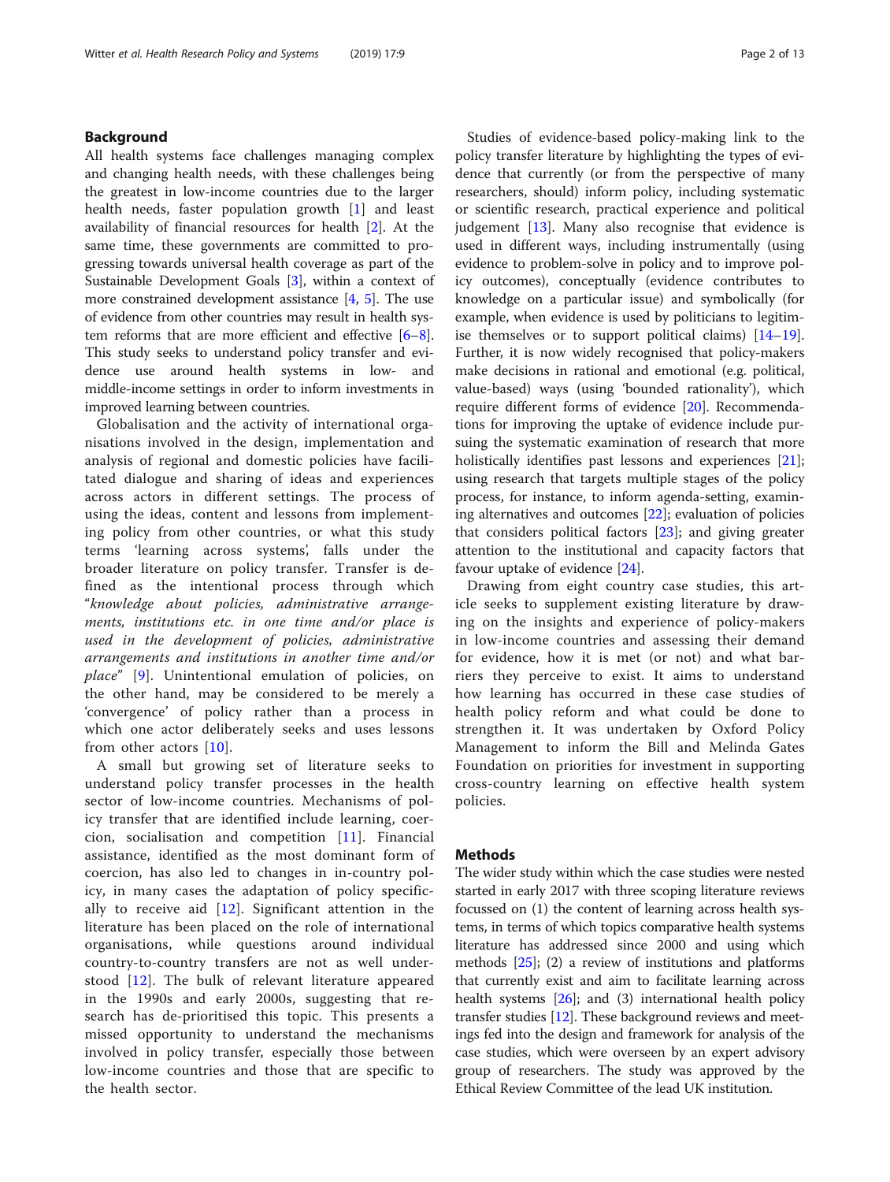## Background

All health systems face challenges managing complex and changing health needs, with these challenges being the greatest in low-income countries due to the larger health needs, faster population growth [1] and least availability of financial resources for health [2]. At the same time, these governments are committed to progressing towards universal health coverage as part of the Sustainable Development Goals [3], within a context of more constrained development assistance [4, 5]. The use of evidence from other countries may result in health system reforms that are more efficient and effective [6–8]. This study seeks to understand policy transfer and evidence use around health systems in low- and middle-income settings in order to inform investments in improved learning between countries.

Globalisation and the activity of international organisations involved in the design, implementation and analysis of regional and domestic policies have facilitated dialogue and sharing of ideas and experiences across actors in different settings. The process of using the ideas, content and lessons from implementing policy from other countries, or what this study terms 'learning across systems', falls under the broader literature on policy transfer. Transfer is defined as the intentional process through which "*knowledge about policies, administrative arrangements, institutions etc. in one time and/or place is used in the development of policies, administrative arrangements and institutions in another time and/or place*" [9]. Unintentional emulation of policies, on the other hand, may be considered to be merely a 'convergence' of policy rather than a process in which one actor deliberately seeks and uses lessons from other actors [10].

A small but growing set of literature seeks to understand policy transfer processes in the health sector of low-income countries. Mechanisms of policy transfer that are identified include learning, coercion, socialisation and competition [11]. Financial assistance, identified as the most dominant form of coercion, has also led to changes in in-country policy, in many cases the adaptation of policy specifically to receive aid [12]. Significant attention in the literature has been placed on the role of international organisations, while questions around individual country-to-country transfers are not as well understood [12]. The bulk of relevant literature appeared in the 1990s and early 2000s, suggesting that research has de-prioritised this topic. This presents a missed opportunity to understand the mechanisms involved in policy transfer, especially those between low-income countries and those that are specific to the health sector.

Studies of evidence-based policy-making link to the policy transfer literature by highlighting the types of evidence that currently (or from the perspective of many researchers, should) inform policy, including systematic or scientific research, practical experience and political judgement [13]. Many also recognise that evidence is used in different ways, including instrumentally (using evidence to problem-solve in policy and to improve policy outcomes), conceptually (evidence contributes to knowledge on a particular issue) and symbolically (for example, when evidence is used by politicians to legitimise themselves or to support political claims) [14–19]. Further, it is now widely recognised that policy-makers make decisions in rational and emotional (e.g. political, value-based) ways (using 'bounded rationality'), which require different forms of evidence [20]. Recommendations for improving the uptake of evidence include pursuing the systematic examination of research that more holistically identifies past lessons and experiences [21]; using research that targets multiple stages of the policy process, for instance, to inform agenda-setting, examining alternatives and outcomes [22]; evaluation of policies that considers political factors [23]; and giving greater attention to the institutional and capacity factors that favour uptake of evidence [24].

Drawing from eight country case studies, this article seeks to supplement existing literature by drawing on the insights and experience of policy-makers in low-income countries and assessing their demand for evidence, how it is met (or not) and what barriers they perceive to exist. It aims to understand how learning has occurred in these case studies of health policy reform and what could be done to strengthen it. It was undertaken by Oxford Policy Management to inform the Bill and Melinda Gates Foundation on priorities for investment in supporting cross-country learning on effective health system policies.

## Methods

The wider study within which the case studies were nested started in early 2017 with three scoping literature reviews focussed on (1) the content of learning across health systems, in terms of which topics comparative health systems literature has addressed since 2000 and using which methods [25]; (2) a review of institutions and platforms that currently exist and aim to facilitate learning across health systems [26]; and (3) international health policy transfer studies [12]. These background reviews and meetings fed into the design and framework for analysis of the case studies, which were overseen by an expert advisory group of researchers. The study was approved by the Ethical Review Committee of the lead UK institution.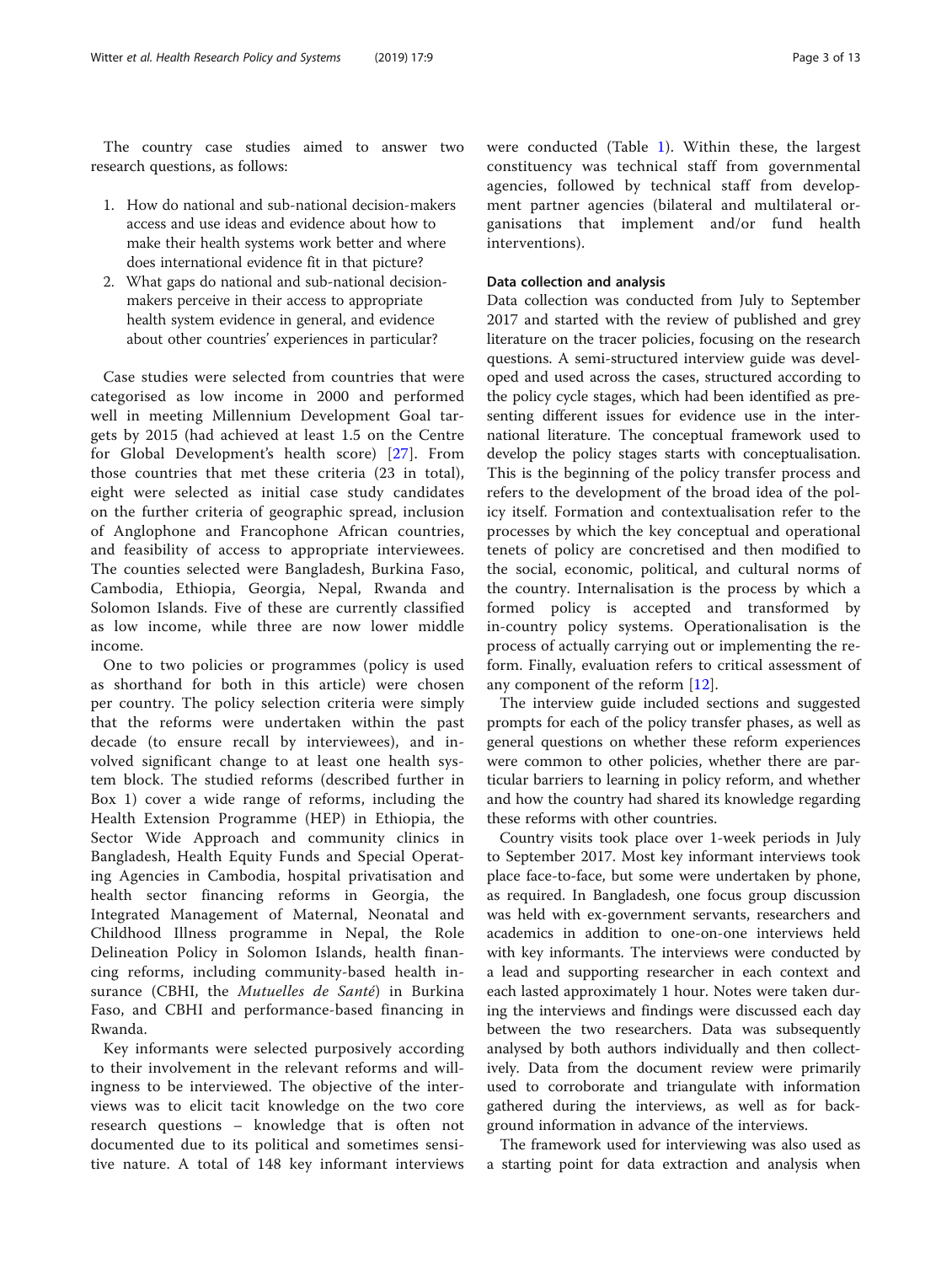The country case studies aimed to answer two research questions, as follows:

1. How do national and sub-national decision-makers access and use ideas and evidence about how to make their health systems work better and where does international evidence fit in that picture?
2. What gaps do national and sub-national decision-makers perceive in their access to appropriate health system evidence in general, and evidence about other countries' experiences in particular?

Case studies were selected from countries that were categorised as low income in 2000 and performed well in meeting Millennium Development Goal targets by 2015 (had achieved at least 1.5 on the Centre for Global Development's health score) [27]. From those countries that met these criteria (23 in total), eight were selected as initial case study candidates on the further criteria of geographic spread, inclusion of Anglophone and Francophone African countries, and feasibility of access to appropriate interviewees. The counties selected were Bangladesh, Burkina Faso, Cambodia, Ethiopia, Georgia, Nepal, Rwanda and Solomon Islands. Five of these are currently classified as low income, while three are now lower middle income.

One to two policies or programmes (policy is used as shorthand for both in this article) were chosen per country. The policy selection criteria were simply that the reforms were undertaken within the past decade (to ensure recall by interviewees), and involved significant change to at least one health system block. The studied reforms (described further in Box 1) cover a wide range of reforms, including the Health Extension Programme (HEP) in Ethiopia, the Sector Wide Approach and community clinics in Bangladesh, Health Equity Funds and Special Operating Agencies in Cambodia, hospital privatisation and health sector financing reforms in Georgia, the Integrated Management of Maternal, Neonatal and Childhood Illness programme in Nepal, the Role Delineation Policy in Solomon Islands, health financing reforms, including community-based health insurance (CBHI, the *Mutuelles de Santé*) in Burkina Faso, and CBHI and performance-based financing in Rwanda.

Key informants were selected purposively according to their involvement in the relevant reforms and willingness to be interviewed. The objective of the interviews was to elicit tacit knowledge on the two core research questions – knowledge that is often not documented due to its political and sometimes sensitive nature. A total of 148 key informant interviews were conducted (Table 1). Within these, the largest constituency was technical staff from governmental agencies, followed by technical staff from development partner agencies (bilateral and multilateral organisations that implement and/or fund health interventions).

### Data collection and analysis

Data collection was conducted from July to September 2017 and started with the review of published and grey literature on the tracer policies, focusing on the research questions. A semi-structured interview guide was developed and used across the cases, structured according to the policy cycle stages, which had been identified as presenting different issues for evidence use in the international literature. The conceptual framework used to develop the policy stages starts with conceptualisation. This is the beginning of the policy transfer process and refers to the development of the broad idea of the policy itself. Formation and contextualisation refer to the processes by which the key conceptual and operational tenets of policy are concretised and then modified to the social, economic, political, and cultural norms of the country. Internalisation is the process by which a formed policy is accepted and transformed by in-country policy systems. Operationalisation is the process of actually carrying out or implementing the reform. Finally, evaluation refers to critical assessment of any component of the reform [12].

The interview guide included sections and suggested prompts for each of the policy transfer phases, as well as general questions on whether these reform experiences were common to other policies, whether there are particular barriers to learning in policy reform, and whether and how the country had shared its knowledge regarding these reforms with other countries.

Country visits took place over 1-week periods in July to September 2017. Most key informant interviews took place face-to-face, but some were undertaken by phone, as required. In Bangladesh, one focus group discussion was held with ex-government servants, researchers and academics in addition to one-on-one interviews held with key informants. The interviews were conducted by a lead and supporting researcher in each context and each lasted approximately 1 hour. Notes were taken during the interviews and findings were discussed each day between the two researchers. Data was subsequently analysed by both authors individually and then collectively. Data from the document review were primarily used to corroborate and triangulate with information gathered during the interviews, as well as for background information in advance of the interviews.

The framework used for interviewing was also used as a starting point for data extraction and analysis when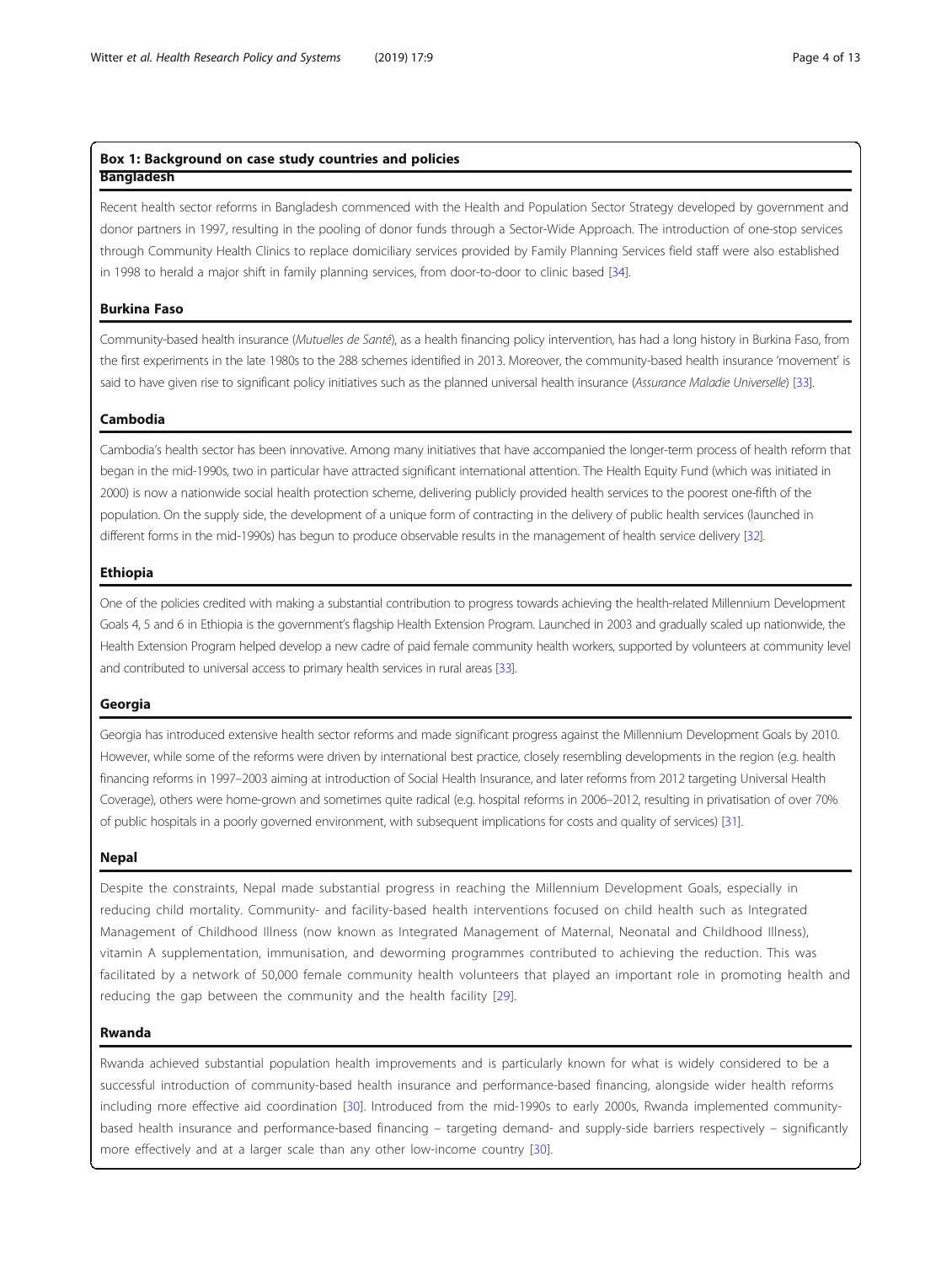### Box 1: Background on case study countries and policies

#### Bangladesh

Recent health sector reforms in Bangladesh commenced with the Health and Population Sector Strategy developed by government and donor partners in 1997, resulting in the pooling of donor funds through a Sector-Wide Approach. The introduction of one-stop services through Community Health Clinics to replace domiciliary services provided by Family Planning Services field staff were also established in 1998 to herald a major shift in family planning services, from door-to-door to clinic based [34].

#### Burkina Faso

Community-based health insurance (*Mutuelles de Santé*), as a health financing policy intervention, has had a long history in Burkina Faso, from the first experiments in the late 1980s to the 288 schemes identified in 2013. Moreover, the community-based health insurance 'movement' is said to have given rise to significant policy initiatives such as the planned universal health insurance (*Assurance Maladie Universelle*) [33].

#### Cambodia

Cambodia's health sector has been innovative. Among many initiatives that have accompanied the longer-term process of health reform that began in the mid-1990s, two in particular have attracted significant international attention. The Health Equity Fund (which was initiated in 2000) is now a nationwide social health protection scheme, delivering publicly provided health services to the poorest one-fifth of the population. On the supply side, the development of a unique form of contracting in the delivery of public health services (launched in different forms in the mid-1990s) has begun to produce observable results in the management of health service delivery [32].

#### Ethiopia

One of the policies credited with making a substantial contribution to progress towards achieving the health-related Millennium Development Goals 4, 5 and 6 in Ethiopia is the government's flagship Health Extension Program. Launched in 2003 and gradually scaled up nationwide, the Health Extension Program helped develop a new cadre of paid female community health workers, supported by volunteers at community level and contributed to universal access to primary health services in rural areas [33].

#### Georgia

Georgia has introduced extensive health sector reforms and made significant progress against the Millennium Development Goals by 2010. However, while some of the reforms were driven by international best practice, closely resembling developments in the region (e.g. health financing reforms in 1997–2003 aiming at introduction of Social Health Insurance, and later reforms from 2012 targeting Universal Health Coverage), others were home-grown and sometimes quite radical (e.g. hospital reforms in 2006–2012, resulting in privatisation of over 70% of public hospitals in a poorly governed environment, with subsequent implications for costs and quality of services) [31].

#### Nepal

Despite the constraints, Nepal made substantial progress in reaching the Millennium Development Goals, especially in reducing child mortality. Community- and facility-based health interventions focused on child health such as Integrated Management of Childhood Illness (now known as Integrated Management of Maternal, Neonatal and Childhood Illness), vitamin A supplementation, immunisation, and deworming programmes contributed to achieving the reduction. This was facilitated by a network of 50,000 female community health volunteers that played an important role in promoting health and reducing the gap between the community and the health facility [29].

#### Rwanda

Rwanda achieved substantial population health improvements and is particularly known for what is widely considered to be a successful introduction of community-based health insurance and performance-based financing, alongside wider health reforms including more effective aid coordination [30]. Introduced from the mid-1990s to early 2000s, Rwanda implemented community-based health insurance and performance-based financing – targeting demand- and supply-side barriers respectively – significantly more effectively and at a larger scale than any other low-income country [30].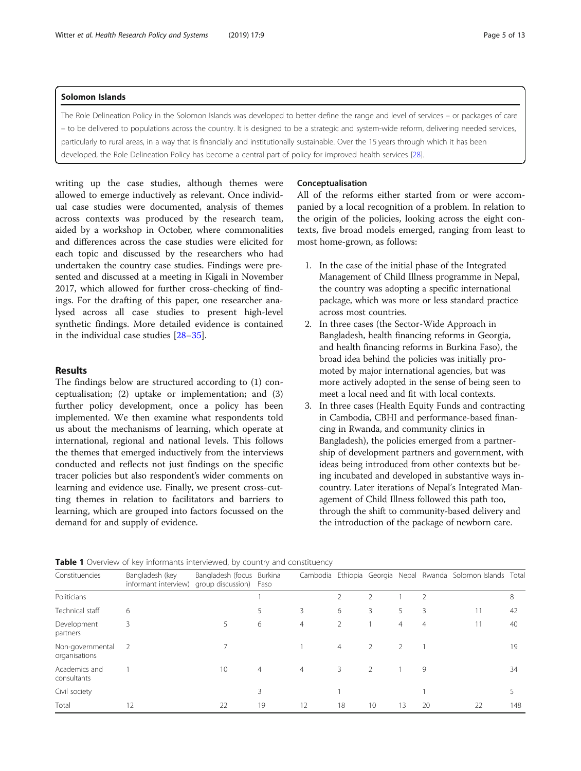### Solomon Islands

The Role Delineation Policy in the Solomon Islands was developed to better define the range and level of services – or packages of care – to be delivered to populations across the country. It is designed to be a strategic and system-wide reform, delivering needed services, particularly to rural areas, in a way that is financially and institutionally sustainable. Over the 15 years through which it has been developed, the Role Delineation Policy has become a central part of policy for improved health services [28].

writing up the case studies, although themes were allowed to emerge inductively as relevant. Once individual case studies were documented, analysis of themes across contexts was produced by the research team, aided by a workshop in October, where commonalities and differences across the case studies were elicited for each topic and discussed by the researchers who had undertaken the country case studies. Findings were presented and discussed at a meeting in Kigali in November 2017, which allowed for further cross-checking of findings. For the drafting of this paper, one researcher analysed across all case studies to present high-level synthetic findings. More detailed evidence is contained in the individual case studies [28–35].

## Results

The findings below are structured according to (1) conceptualisation; (2) uptake or implementation; and (3) further policy development, once a policy has been implemented. We then examine what respondents told us about the mechanisms of learning, which operate at international, regional and national levels. This follows the themes that emerged inductively from the interviews conducted and reflects not just findings on the specific tracer policies but also respondent's wider comments on learning and evidence use. Finally, we present cross-cutting themes in relation to facilitators and barriers to learning, which are grouped into factors focussed on the demand for and supply of evidence.

### Conceptualisation

All of the reforms either started from or were accompanied by a local recognition of a problem. In relation to the origin of the policies, looking across the eight contexts, five broad models emerged, ranging from least to most home-grown, as follows:

1. In the case of the initial phase of the Integrated Management of Child Illness programme in Nepal, the country was adopting a specific international package, which was more or less standard practice across most countries.
2. In three cases (the Sector-Wide Approach in Bangladesh, health financing reforms in Georgia, and health financing reforms in Burkina Faso), the broad idea behind the policies was initially promoted by major international agencies, but was more actively adopted in the sense of being seen to meet a local need and fit with local contexts.
3. In three cases (Health Equity Funds and contracting in Cambodia, CBHI and performance-based financing in Rwanda, and community clinics in Bangladesh), the policies emerged from a partnership of development partners and government, with ideas being introduced from other contexts but being incubated and developed in substantive ways in-country. Later iterations of Nepal's Integrated Management of Child Illness followed this path too, through the shift to community-based delivery and the introduction of the package of newborn care.

**Table 1** Overview of key informants interviewed, by country and constituency

| Constituencies | Bangladesh (key informant interview) | Bangladesh (focus group discussion) | Burkina Faso | Cambodia | Ethiopia | Georgia | Nepal | Rwanda | Solomon Islands | Total |
|---|---|---|---|---|---|---|---|---|---|---|
| Politicians | | | 1 | | 2 | 2 | 1 | 2 | | 8 |
| Technical staff | 6 | | 5 | 3 | 6 | 3 | 5 | 3 | 11 | 42 |
| Development partners | 3 | 5 | 6 | 4 | 2 | 1 | 4 | 4 | 11 | 40 |
| Non-governmental organisations | 2 | 7 | | 1 | 4 | 2 | 2 | 1 | | 19 |
| Academics and consultants | 1 | 10 | 4 | 4 | 3 | 2 | 1 | 9 | | 34 |
| Civil society | | | 3 | | 1 | | | 1 | | 5 |
| Total | 12 | 22 | 19 | 12 | 18 | 10 | 13 | 20 | 22 | 148 |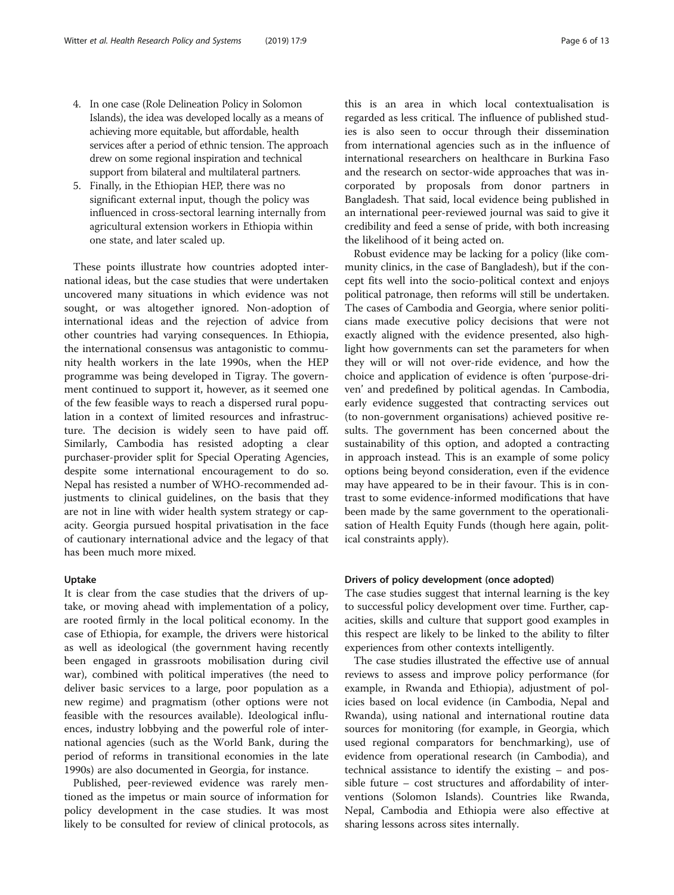4. In one case (Role Delineation Policy in Solomon Islands), the idea was developed locally as a means of achieving more equitable, but affordable, health services after a period of ethnic tension. The approach drew on some regional inspiration and technical support from bilateral and multilateral partners.
5. Finally, in the Ethiopian HEP, there was no significant external input, though the policy was influenced in cross-sectoral learning internally from agricultural extension workers in Ethiopia within one state, and later scaled up.

These points illustrate how countries adopted international ideas, but the case studies that were undertaken uncovered many situations in which evidence was not sought, or was altogether ignored. Non-adoption of international ideas and the rejection of advice from other countries had varying consequences. In Ethiopia, the international consensus was antagonistic to community health workers in the late 1990s, when the HEP programme was being developed in Tigray. The government continued to support it, however, as it seemed one of the few feasible ways to reach a dispersed rural population in a context of limited resources and infrastructure. The decision is widely seen to have paid off. Similarly, Cambodia has resisted adopting a clear purchaser-provider split for Special Operating Agencies, despite some international encouragement to do so. Nepal has resisted a number of WHO-recommended adjustments to clinical guidelines, on the basis that they are not in line with wider health system strategy or capacity. Georgia pursued hospital privatisation in the face of cautionary international advice and the legacy of that has been much more mixed.

#### Uptake

It is clear from the case studies that the drivers of uptake, or moving ahead with implementation of a policy, are rooted firmly in the local political economy. In the case of Ethiopia, for example, the drivers were historical as well as ideological (the government having recently been engaged in grassroots mobilisation during civil war), combined with political imperatives (the need to deliver basic services to a large, poor population as a new regime) and pragmatism (other options were not feasible with the resources available). Ideological influences, industry lobbying and the powerful role of international agencies (such as the World Bank, during the period of reforms in transitional economies in the late 1990s) are also documented in Georgia, for instance.

Published, peer-reviewed evidence was rarely mentioned as the impetus or main source of information for policy development in the case studies. It was most likely to be consulted for review of clinical protocols, as this is an area in which local contextualisation is regarded as less critical. The influence of published studies is also seen to occur through their dissemination from international agencies such as in the influence of international researchers on healthcare in Burkina Faso and the research on sector-wide approaches that was incorporated by proposals from donor partners in Bangladesh. That said, local evidence being published in an international peer-reviewed journal was said to give it credibility and feed a sense of pride, with both increasing the likelihood of it being acted on.

Robust evidence may be lacking for a policy (like community clinics, in the case of Bangladesh), but if the concept fits well into the socio-political context and enjoys political patronage, then reforms will still be undertaken. The cases of Cambodia and Georgia, where senior politicians made executive policy decisions that were not exactly aligned with the evidence presented, also highlight how governments can set the parameters for when they will or will not over-ride evidence, and how the choice and application of evidence is often 'purpose-driven' and predefined by political agendas. In Cambodia, early evidence suggested that contracting services out (to non-government organisations) achieved positive results. The government has been concerned about the sustainability of this option, and adopted a contracting in approach instead. This is an example of some policy options being beyond consideration, even if the evidence may have appeared to be in their favour. This is in contrast to some evidence-informed modifications that have been made by the same government to the operationalisation of Health Equity Funds (though here again, political constraints apply).

#### Drivers of policy development (once adopted)

The case studies suggest that internal learning is the key to successful policy development over time. Further, capacities, skills and culture that support good examples in this respect are likely to be linked to the ability to filter experiences from other contexts intelligently.

The case studies illustrated the effective use of annual reviews to assess and improve policy performance (for example, in Rwanda and Ethiopia), adjustment of policies based on local evidence (in Cambodia, Nepal and Rwanda), using national and international routine data sources for monitoring (for example, in Georgia, which used regional comparators for benchmarking), use of evidence from operational research (in Cambodia), and technical assistance to identify the existing – and possible future – cost structures and affordability of interventions (Solomon Islands). Countries like Rwanda, Nepal, Cambodia and Ethiopia were also effective at sharing lessons across sites internally.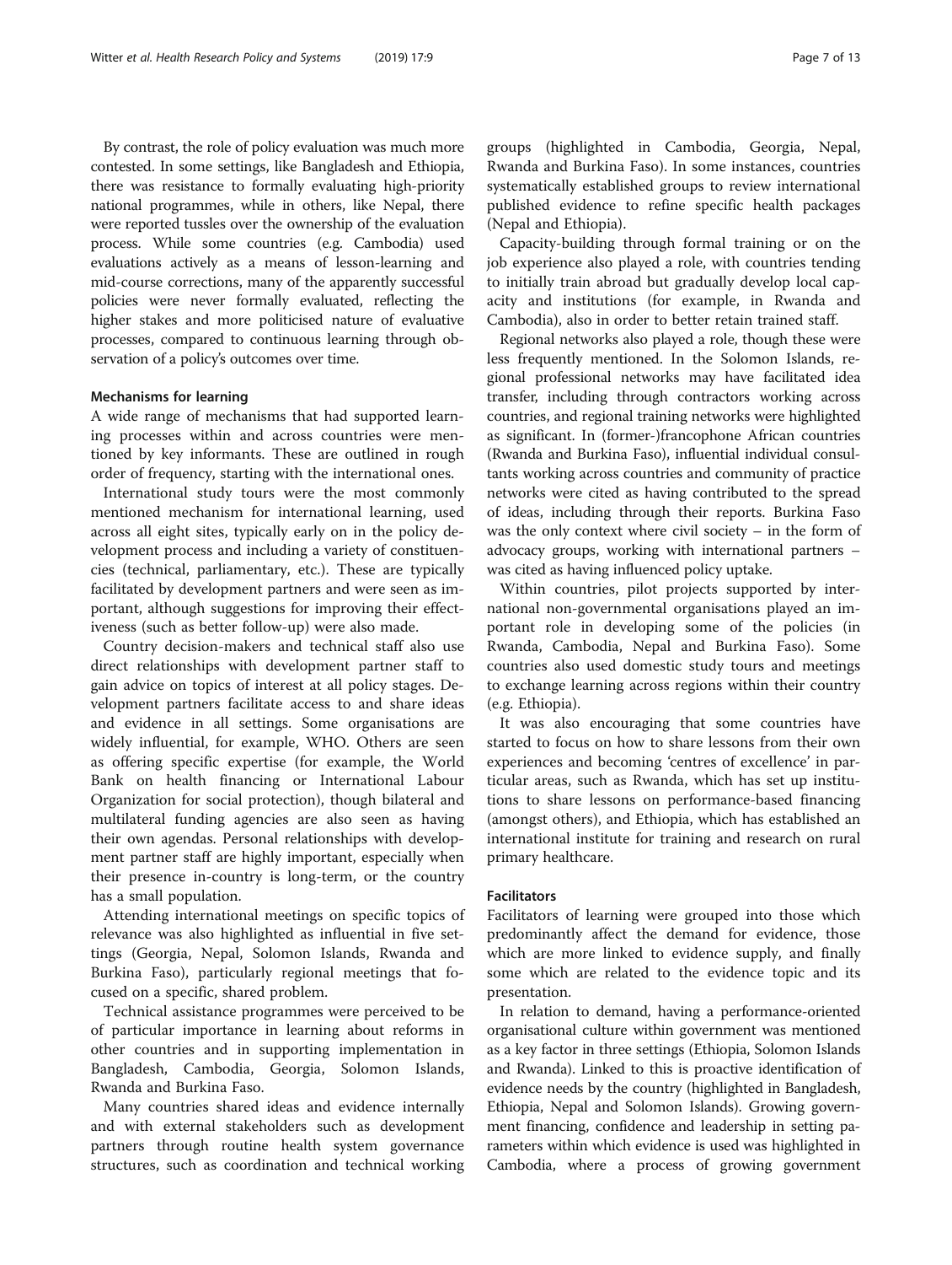By contrast, the role of policy evaluation was much more contested. In some settings, like Bangladesh and Ethiopia, there was resistance to formally evaluating high-priority national programmes, while in others, like Nepal, there were reported tussles over the ownership of the evaluation process. While some countries (e.g. Cambodia) used evaluations actively as a means of lesson-learning and mid-course corrections, many of the apparently successful policies were never formally evaluated, reflecting the higher stakes and more politicised nature of evaluative processes, compared to continuous learning through observation of a policy's outcomes over time.

### Mechanisms for learning

A wide range of mechanisms that had supported learning processes within and across countries were mentioned by key informants. These are outlined in rough order of frequency, starting with the international ones.

International study tours were the most commonly mentioned mechanism for international learning, used across all eight sites, typically early on in the policy development process and including a variety of constituencies (technical, parliamentary, etc.). These are typically facilitated by development partners and were seen as important, although suggestions for improving their effectiveness (such as better follow-up) were also made.

Country decision-makers and technical staff also use direct relationships with development partner staff to gain advice on topics of interest at all policy stages. Development partners facilitate access to and share ideas and evidence in all settings. Some organisations are widely influential, for example, WHO. Others are seen as offering specific expertise (for example, the World Bank on health financing or International Labour Organization for social protection), though bilateral and multilateral funding agencies are also seen as having their own agendas. Personal relationships with development partner staff are highly important, especially when their presence in-country is long-term, or the country has a small population.

Attending international meetings on specific topics of relevance was also highlighted as influential in five settings (Georgia, Nepal, Solomon Islands, Rwanda and Burkina Faso), particularly regional meetings that focused on a specific, shared problem.

Technical assistance programmes were perceived to be of particular importance in learning about reforms in other countries and in supporting implementation in Bangladesh, Cambodia, Georgia, Solomon Islands, Rwanda and Burkina Faso.

Many countries shared ideas and evidence internally and with external stakeholders such as development partners through routine health system governance structures, such as coordination and technical working groups (highlighted in Cambodia, Georgia, Nepal, Rwanda and Burkina Faso). In some instances, countries systematically established groups to review international published evidence to refine specific health packages (Nepal and Ethiopia).

Capacity-building through formal training or on the job experience also played a role, with countries tending to initially train abroad but gradually develop local capacity and institutions (for example, in Rwanda and Cambodia), also in order to better retain trained staff.

Regional networks also played a role, though these were less frequently mentioned. In the Solomon Islands, regional professional networks may have facilitated idea transfer, including through contractors working across countries, and regional training networks were highlighted as significant. In (former-)francophone African countries (Rwanda and Burkina Faso), influential individual consultants working across countries and community of practice networks were cited as having contributed to the spread of ideas, including through their reports. Burkina Faso was the only context where civil society – in the form of advocacy groups, working with international partners – was cited as having influenced policy uptake.

Within countries, pilot projects supported by international non-governmental organisations played an important role in developing some of the policies (in Rwanda, Cambodia, Nepal and Burkina Faso). Some countries also used domestic study tours and meetings to exchange learning across regions within their country (e.g. Ethiopia).

It was also encouraging that some countries have started to focus on how to share lessons from their own experiences and becoming 'centres of excellence' in particular areas, such as Rwanda, which has set up institutions to share lessons on performance-based financing (amongst others), and Ethiopia, which has established an international institute for training and research on rural primary healthcare.

### Facilitators

Facilitators of learning were grouped into those which predominantly affect the demand for evidence, those which are more linked to evidence supply, and finally some which are related to the evidence topic and its presentation.

In relation to demand, having a performance-oriented organisational culture within government was mentioned as a key factor in three settings (Ethiopia, Solomon Islands and Rwanda). Linked to this is proactive identification of evidence needs by the country (highlighted in Bangladesh, Ethiopia, Nepal and Solomon Islands). Growing government financing, confidence and leadership in setting parameters within which evidence is used was highlighted in Cambodia, where a process of growing government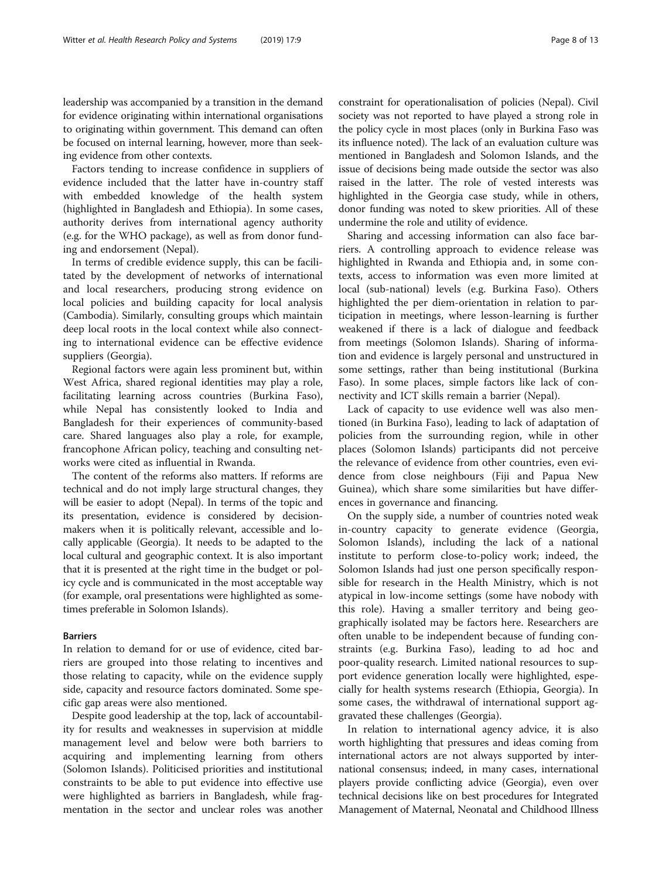leadership was accompanied by a transition in the demand for evidence originating within international organisations to originating within government. This demand can often be focused on internal learning, however, more than seeking evidence from other contexts.

Factors tending to increase confidence in suppliers of evidence included that the latter have in-country staff with embedded knowledge of the health system (highlighted in Bangladesh and Ethiopia). In some cases, authority derives from international agency authority (e.g. for the WHO package), as well as from donor funding and endorsement (Nepal).

In terms of credible evidence supply, this can be facilitated by the development of networks of international and local researchers, producing strong evidence on local policies and building capacity for local analysis (Cambodia). Similarly, consulting groups which maintain deep local roots in the local context while also connecting to international evidence can be effective evidence suppliers (Georgia).

Regional factors were again less prominent but, within West Africa, shared regional identities may play a role, facilitating learning across countries (Burkina Faso), while Nepal has consistently looked to India and Bangladesh for their experiences of community-based care. Shared languages also play a role, for example, francophone African policy, teaching and consulting networks were cited as influential in Rwanda.

The content of the reforms also matters. If reforms are technical and do not imply large structural changes, they will be easier to adopt (Nepal). In terms of the topic and its presentation, evidence is considered by decision-makers when it is politically relevant, accessible and locally applicable (Georgia). It needs to be adapted to the local cultural and geographic context. It is also important that it is presented at the right time in the budget or policy cycle and is communicated in the most acceptable way (for example, oral presentations were highlighted as sometimes preferable in Solomon Islands).

## Barriers

In relation to demand for or use of evidence, cited barriers are grouped into those relating to incentives and those relating to capacity, while on the evidence supply side, capacity and resource factors dominated. Some specific gap areas were also mentioned.

Despite good leadership at the top, lack of accountability for results and weaknesses in supervision at middle management level and below were both barriers to acquiring and implementing learning from others (Solomon Islands). Politicised priorities and institutional constraints to be able to put evidence into effective use were highlighted as barriers in Bangladesh, while fragmentation in the sector and unclear roles was another constraint for operationalisation of policies (Nepal). Civil society was not reported to have played a strong role in the policy cycle in most places (only in Burkina Faso was its influence noted). The lack of an evaluation culture was mentioned in Bangladesh and Solomon Islands, and the issue of decisions being made outside the sector was also raised in the latter. The role of vested interests was highlighted in the Georgia case study, while in others, donor funding was noted to skew priorities. All of these undermine the role and utility of evidence.

Sharing and accessing information can also face barriers. A controlling approach to evidence release was highlighted in Rwanda and Ethiopia and, in some contexts, access to information was even more limited at local (sub-national) levels (e.g. Burkina Faso). Others highlighted the per diem-orientation in relation to participation in meetings, where lesson-learning is further weakened if there is a lack of dialogue and feedback from meetings (Solomon Islands). Sharing of information and evidence is largely personal and unstructured in some settings, rather than being institutional (Burkina Faso). In some places, simple factors like lack of connectivity and ICT skills remain a barrier (Nepal).

Lack of capacity to use evidence well was also mentioned (in Burkina Faso), leading to lack of adaptation of policies from the surrounding region, while in other places (Solomon Islands) participants did not perceive the relevance of evidence from other countries, even evidence from close neighbours (Fiji and Papua New Guinea), which share some similarities but have differences in governance and financing.

On the supply side, a number of countries noted weak in-country capacity to generate evidence (Georgia, Solomon Islands), including the lack of a national institute to perform close-to-policy work; indeed, the Solomon Islands had just one person specifically responsible for research in the Health Ministry, which is not atypical in low-income settings (some have nobody with this role). Having a smaller territory and being geographically isolated may be factors here. Researchers are often unable to be independent because of funding constraints (e.g. Burkina Faso), leading to ad hoc and poor-quality research. Limited national resources to support evidence generation locally were highlighted, especially for health systems research (Ethiopia, Georgia). In some cases, the withdrawal of international support aggravated these challenges (Georgia).

In relation to international agency advice, it is also worth highlighting that pressures and ideas coming from international actors are not always supported by international consensus; indeed, in many cases, international players provide conflicting advice (Georgia), even over technical decisions like on best procedures for Integrated Management of Maternal, Neonatal and Childhood Illness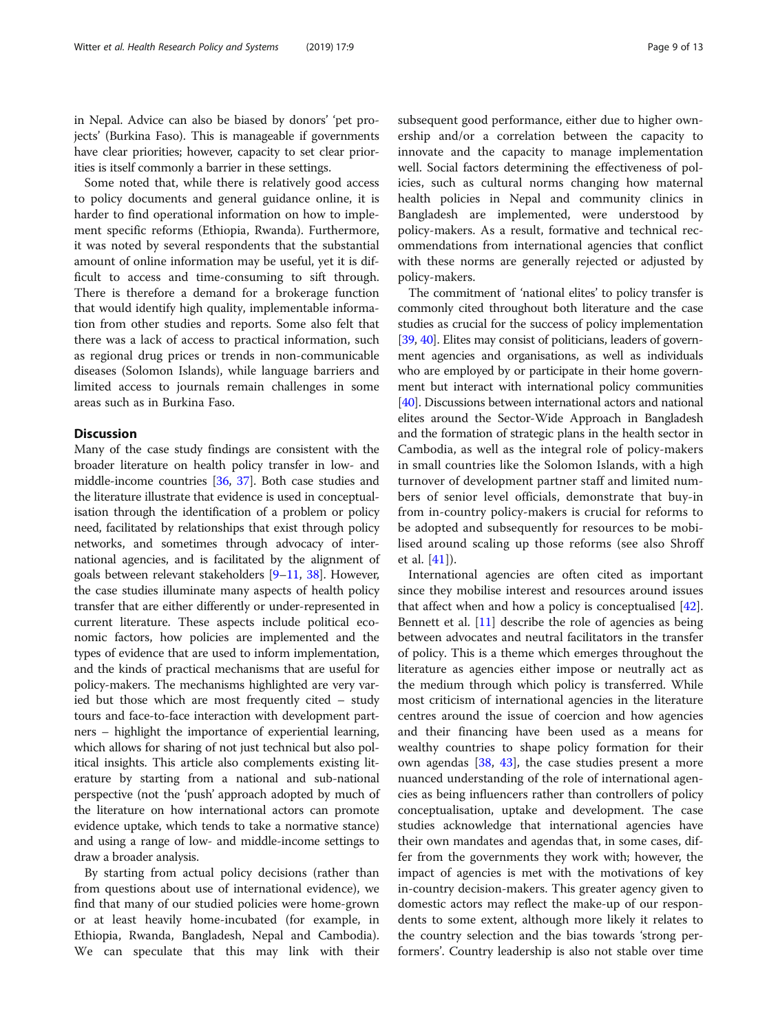in Nepal. Advice can also be biased by donors' 'pet projects' (Burkina Faso). This is manageable if governments have clear priorities; however, capacity to set clear priorities is itself commonly a barrier in these settings.

Some noted that, while there is relatively good access to policy documents and general guidance online, it is harder to find operational information on how to implement specific reforms (Ethiopia, Rwanda). Furthermore, it was noted by several respondents that the substantial amount of online information may be useful, yet it is difficult to access and time-consuming to sift through. There is therefore a demand for a brokerage function that would identify high quality, implementable information from other studies and reports. Some also felt that there was a lack of access to practical information, such as regional drug prices or trends in non-communicable diseases (Solomon Islands), while language barriers and limited access to journals remain challenges in some areas such as in Burkina Faso.

## Discussion

Many of the case study findings are consistent with the broader literature on health policy transfer in low- and middle-income countries [36, 37]. Both case studies and the literature illustrate that evidence is used in conceptualisation through the identification of a problem or policy need, facilitated by relationships that exist through policy networks, and sometimes through advocacy of international agencies, and is facilitated by the alignment of goals between relevant stakeholders [9–11, 38]. However, the case studies illuminate many aspects of health policy transfer that are either differently or under-represented in current literature. These aspects include political economic factors, how policies are implemented and the types of evidence that are used to inform implementation, and the kinds of practical mechanisms that are useful for policy-makers. The mechanisms highlighted are very varied but those which are most frequently cited – study tours and face-to-face interaction with development partners – highlight the importance of experiential learning, which allows for sharing of not just technical but also political insights. This article also complements existing literature by starting from a national and sub-national perspective (not the 'push' approach adopted by much of the literature on how international actors can promote evidence uptake, which tends to take a normative stance) and using a range of low- and middle-income settings to draw a broader analysis.

By starting from actual policy decisions (rather than from questions about use of international evidence), we find that many of our studied policies were home-grown or at least heavily home-incubated (for example, in Ethiopia, Rwanda, Bangladesh, Nepal and Cambodia). We can speculate that this may link with their subsequent good performance, either due to higher ownership and/or a correlation between the capacity to innovate and the capacity to manage implementation well. Social factors determining the effectiveness of policies, such as cultural norms changing how maternal health policies in Nepal and community clinics in Bangladesh are implemented, were understood by policy-makers. As a result, formative and technical recommendations from international agencies that conflict with these norms are generally rejected or adjusted by policy-makers.

The commitment of 'national elites' to policy transfer is commonly cited throughout both literature and the case studies as crucial for the success of policy implementation [39, 40]. Elites may consist of politicians, leaders of government agencies and organisations, as well as individuals who are employed by or participate in their home government but interact with international policy communities [40]. Discussions between international actors and national elites around the Sector-Wide Approach in Bangladesh and the formation of strategic plans in the health sector in Cambodia, as well as the integral role of policy-makers in small countries like the Solomon Islands, with a high turnover of development partner staff and limited numbers of senior level officials, demonstrate that buy-in from in-country policy-makers is crucial for reforms to be adopted and subsequently for resources to be mobilised around scaling up those reforms (see also Shroff et al. [41]).

International agencies are often cited as important since they mobilise interest and resources around issues that affect when and how a policy is conceptualised [42]. Bennett et al. [11] describe the role of agencies as being between advocates and neutral facilitators in the transfer of policy. This is a theme which emerges throughout the literature as agencies either impose or neutrally act as the medium through which policy is transferred. While most criticism of international agencies in the literature centres around the issue of coercion and how agencies and their financing have been used as a means for wealthy countries to shape policy formation for their own agendas [38, 43], the case studies present a more nuanced understanding of the role of international agencies as being influencers rather than controllers of policy conceptualisation, uptake and development. The case studies acknowledge that international agencies have their own mandates and agendas that, in some cases, differ from the governments they work with; however, the impact of agencies is met with the motivations of key in-country decision-makers. This greater agency given to domestic actors may reflect the make-up of our respondents to some extent, although more likely it relates to the country selection and the bias towards 'strong performers'. Country leadership is also not stable over time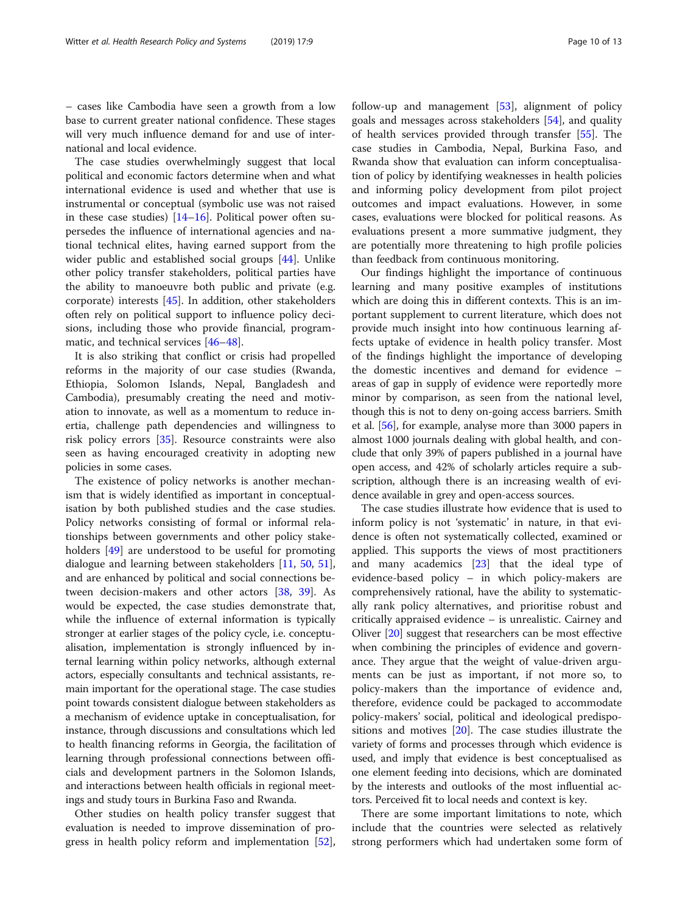– cases like Cambodia have seen a growth from a low base to current greater national confidence. These stages will very much influence demand for and use of international and local evidence.

The case studies overwhelmingly suggest that local political and economic factors determine when and what international evidence is used and whether that use is instrumental or conceptual (symbolic use was not raised in these case studies) [14–16]. Political power often supersedes the influence of international agencies and national technical elites, having earned support from the wider public and established social groups [44]. Unlike other policy transfer stakeholders, political parties have the ability to manoeuvre both public and private (e.g. corporate) interests [45]. In addition, other stakeholders often rely on political support to influence policy decisions, including those who provide financial, programmatic, and technical services [46–48].

It is also striking that conflict or crisis had propelled reforms in the majority of our case studies (Rwanda, Ethiopia, Solomon Islands, Nepal, Bangladesh and Cambodia), presumably creating the need and motivation to innovate, as well as a momentum to reduce inertia, challenge path dependencies and willingness to risk policy errors [35]. Resource constraints were also seen as having encouraged creativity in adopting new policies in some cases.

The existence of policy networks is another mechanism that is widely identified as important in conceptualisation by both published studies and the case studies. Policy networks consisting of formal or informal relationships between governments and other policy stakeholders [49] are understood to be useful for promoting dialogue and learning between stakeholders [11, 50, 51], and are enhanced by political and social connections between decision-makers and other actors [38, 39]. As would be expected, the case studies demonstrate that, while the influence of external information is typically stronger at earlier stages of the policy cycle, i.e. conceptualisation, implementation is strongly influenced by internal learning within policy networks, although external actors, especially consultants and technical assistants, remain important for the operational stage. The case studies point towards consistent dialogue between stakeholders as a mechanism of evidence uptake in conceptualisation, for instance, through discussions and consultations which led to health financing reforms in Georgia, the facilitation of learning through professional connections between officials and development partners in the Solomon Islands, and interactions between health officials in regional meetings and study tours in Burkina Faso and Rwanda.

Other studies on health policy transfer suggest that evaluation is needed to improve dissemination of progress in health policy reform and implementation [52], follow-up and management [53], alignment of policy goals and messages across stakeholders [54], and quality of health services provided through transfer [55]. The case studies in Cambodia, Nepal, Burkina Faso, and Rwanda show that evaluation can inform conceptualisation of policy by identifying weaknesses in health policies and informing policy development from pilot project outcomes and impact evaluations. However, in some cases, evaluations were blocked for political reasons. As evaluations present a more summative judgment, they are potentially more threatening to high profile policies than feedback from continuous monitoring.

Our findings highlight the importance of continuous learning and many positive examples of institutions which are doing this in different contexts. This is an important supplement to current literature, which does not provide much insight into how continuous learning affects uptake of evidence in health policy transfer. Most of the findings highlight the importance of developing the domestic incentives and demand for evidence – areas of gap in supply of evidence were reportedly more minor by comparison, as seen from the national level, though this is not to deny on-going access barriers. Smith et al. [56], for example, analyse more than 3000 papers in almost 1000 journals dealing with global health, and conclude that only 39% of papers published in a journal have open access, and 42% of scholarly articles require a subscription, although there is an increasing wealth of evidence available in grey and open-access sources.

The case studies illustrate how evidence that is used to inform policy is not 'systematic' in nature, in that evidence is often not systematically collected, examined or applied. This supports the views of most practitioners and many academics [23] that the ideal type of evidence-based policy – in which policy-makers are comprehensively rational, have the ability to systematically rank policy alternatives, and prioritise robust and critically appraised evidence – is unrealistic. Cairney and Oliver [20] suggest that researchers can be most effective when combining the principles of evidence and governance. They argue that the weight of value-driven arguments can be just as important, if not more so, to policy-makers than the importance of evidence and, therefore, evidence could be packaged to accommodate policy-makers' social, political and ideological predispositions and motives [20]. The case studies illustrate the variety of forms and processes through which evidence is used, and imply that evidence is best conceptualised as one element feeding into decisions, which are dominated by the interests and outlooks of the most influential actors. Perceived fit to local needs and context is key.

There are some important limitations to note, which include that the countries were selected as relatively strong performers which had undertaken some form of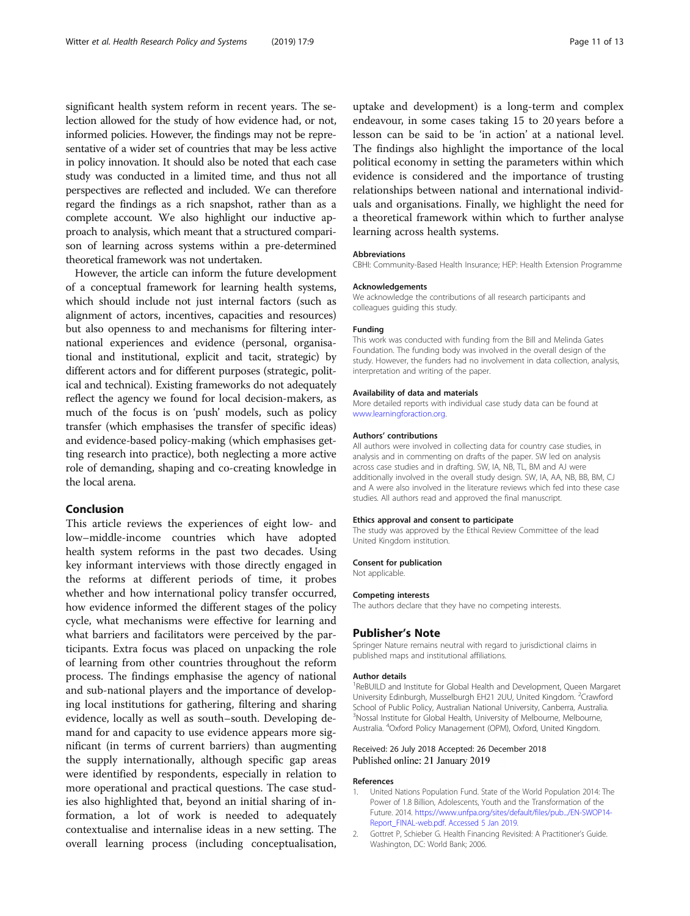significant health system reform in recent years. The selection allowed for the study of how evidence had, or not, informed policies. However, the findings may not be representative of a wider set of countries that may be less active in policy innovation. It should also be noted that each case study was conducted in a limited time, and thus not all perspectives are reflected and included. We can therefore regard the findings as a rich snapshot, rather than as a complete account. We also highlight our inductive approach to analysis, which meant that a structured comparison of learning across systems within a pre-determined theoretical framework was not undertaken.

However, the article can inform the future development of a conceptual framework for learning health systems, which should include not just internal factors (such as alignment of actors, incentives, capacities and resources) but also openness to and mechanisms for filtering international experiences and evidence (personal, organisational and institutional, explicit and tacit, strategic) by different actors and for different purposes (strategic, political and technical). Existing frameworks do not adequately reflect the agency we found for local decision-makers, as much of the focus is on 'push' models, such as policy transfer (which emphasises the transfer of specific ideas) and evidence-based policy-making (which emphasises getting research into practice), both neglecting a more active role of demanding, shaping and co-creating knowledge in the local arena.

## Conclusion

This article reviews the experiences of eight low- and low–middle-income countries which have adopted health system reforms in the past two decades. Using key informant interviews with those directly engaged in the reforms at different periods of time, it probes whether and how international policy transfer occurred, how evidence informed the different stages of the policy cycle, what mechanisms were effective for learning and what barriers and facilitators were perceived by the participants. Extra focus was placed on unpacking the role of learning from other countries throughout the reform process. The findings emphasise the agency of national and sub-national players and the importance of developing local institutions for gathering, filtering and sharing evidence, locally as well as south–south. Developing demand for and capacity to use evidence appears more significant (in terms of current barriers) than augmenting the supply internationally, although specific gap areas were identified by respondents, especially in relation to more operational and practical questions. The case studies also highlighted that, beyond an initial sharing of information, a lot of work is needed to adequately contextualise and internalise ideas in a new setting. The overall learning process (including conceptualisation, uptake and development) is a long-term and complex endeavour, in some cases taking 15 to 20 years before a lesson can be said to be 'in action' at a national level. The findings also highlight the importance of the local political economy in setting the parameters within which evidence is considered and the importance of trusting relationships between national and international individuals and organisations. Finally, we highlight the need for a theoretical framework within which to further analyse learning across health systems.

#### Abbreviations

CBHI: Community-Based Health Insurance; HEP: Health Extension Programme

#### Acknowledgements

We acknowledge the contributions of all research participants and colleagues guiding this study.

#### Funding

This work was conducted with funding from the Bill and Melinda Gates Foundation. The funding body was involved in the overall design of the study. However, the funders had no involvement in data collection, analysis, interpretation and writing of the paper.

#### Availability of data and materials

More detailed reports with individual case study data can be found at www.learningforaction.org.

#### Authors' contributions

All authors were involved in collecting data for country case studies, in analysis and in commenting on drafts of the paper. SW led on analysis across case studies and in drafting. SW, IA, NB, TL, BM and AJ were additionally involved in the overall study design. SW, IA, AA, NB, BB, BM, CJ and A were also involved in the literature reviews which fed into these case studies. All authors read and approved the final manuscript.

#### Ethics approval and consent to participate

The study was approved by the Ethical Review Committee of the lead United Kingdom institution.

#### Consent for publication

Not applicable.

#### Competing interests

The authors declare that they have no competing interests.

## Publisher's Note

Springer Nature remains neutral with regard to jurisdictional claims in published maps and institutional affiliations.

#### Author details

[1]ReBUILD and Institute for Global Health and Development, Queen Margaret University Edinburgh, Musselburgh EH21 2UU, United Kingdom. [2]Crawford School of Public Policy, Australian National University, Canberra, Australia. [3]Nossal Institute for Global Health, University of Melbourne, Melbourne, Australia. [4]Oxford Policy Management (OPM), Oxford, United Kingdom.

Received: 26 July 2018 Accepted: 26 December 2018
Published online: 21 January 2019

#### References

1. United Nations Population Fund. State of the World Population 2014: The Power of 1.8 Billion, Adolescents, Youth and the Transformation of the Future. 2014. https://www.unfpa.org/sites/default/files/pub.../EN-SWOP14-Report_FINAL-web.pdf. Accessed 5 Jan 2019.
2. Gottret P, Schieber G. Health Financing Revisited: A Practitioner's Guide. Washington, DC: World Bank; 2006.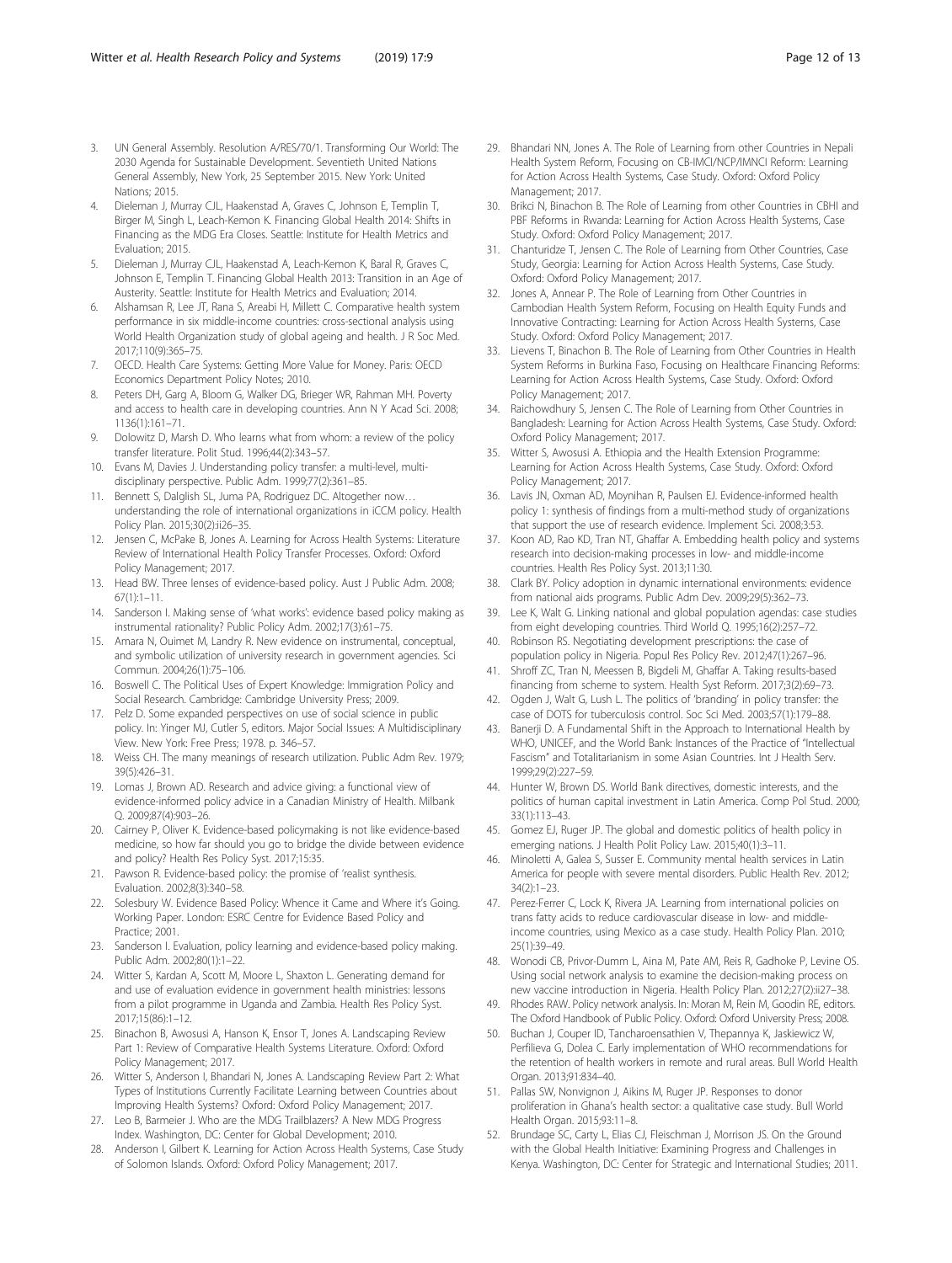3. UN General Assembly. Resolution A/RES/70/1. Transforming Our World: The 2030 Agenda for Sustainable Development. Seventieth United Nations General Assembly, New York, 25 September 2015. New York: United Nations; 2015.
4. Dieleman J, Murray CJL, Haakenstad A, Graves C, Johnson E, Templin T, Birger M, Singh L, Leach-Kemon K. Financing Global Health 2014: Shifts in Financing as the MDG Era Closes. Seattle: Institute for Health Metrics and Evaluation; 2015.
5. Dieleman J, Murray CJL, Haakenstad A, Leach-Kemon K, Baral R, Graves C, Johnson E, Templin T. Financing Global Health 2013: Transition in an Age of Austerity. Seattle: Institute for Health Metrics and Evaluation; 2014.
6. Alshamsan R, Lee JT, Rana S, Areabi H, Millett C. Comparative health system performance in six middle-income countries: cross-sectional analysis using World Health Organization study of global ageing and health. J R Soc Med. 2017;110(9):365–75.
7. OECD. Health Care Systems: Getting More Value for Money. Paris: OECD Economics Department Policy Notes; 2010.
8. Peters DH, Garg A, Bloom G, Walker DG, Brieger WR, Rahman MH. Poverty and access to health care in developing countries. Ann N Y Acad Sci. 2008; 1136(1):161–71.
9. Dolowitz D, Marsh D. Who learns what from whom: a review of the policy transfer literature. Polit Stud. 1996;44(2):343–57.
10. Evans M, Davies J. Understanding policy transfer: a multi-level, multi-disciplinary perspective. Public Adm. 1999;77(2):361–85.
11. Bennett S, Dalglish SL, Juma PA, Rodriguez DC. Altogether now… understanding the role of international organizations in iCCM policy. Health Policy Plan. 2015;30(2):ii26–35.
12. Jensen C, McPake B, Jones A. Learning for Across Health Systems: Literature Review of International Health Policy Transfer Processes. Oxford: Oxford Policy Management; 2017.
13. Head BW. Three lenses of evidence-based policy. Aust J Public Adm. 2008; 67(1):1–11.
14. Sanderson I. Making sense of 'what works': evidence based policy making as instrumental rationality? Public Policy Adm. 2002;17(3):61–75.
15. Amara N, Ouimet M, Landry R. New evidence on instrumental, conceptual, and symbolic utilization of university research in government agencies. Sci Commun. 2004;26(1):75–106.
16. Boswell C. The Political Uses of Expert Knowledge: Immigration Policy and Social Research. Cambridge: Cambridge University Press; 2009.
17. Pelz D. Some expanded perspectives on use of social science in public policy. In: Yinger MJ, Cutler S, editors. Major Social Issues: A Multidisciplinary View. New York: Free Press; 1978. p. 346–57.
18. Weiss CH. The many meanings of research utilization. Public Adm Rev. 1979; 39(5):426–31.
19. Lomas J, Brown AD. Research and advice giving: a functional view of evidence-informed policy advice in a Canadian Ministry of Health. Milbank Q. 2009;87(4):903–26.
20. Cairney P, Oliver K. Evidence-based policymaking is not like evidence-based medicine, so how far should you go to bridge the divide between evidence and policy? Health Res Policy Syst. 2017;15:35.
21. Pawson R. Evidence-based policy: the promise of 'realist synthesis. Evaluation. 2002;8(3):340–58.
22. Solesbury W. Evidence Based Policy: Whence it Came and Where it's Going. Working Paper. London: ESRC Centre for Evidence Based Policy and Practice; 2001.
23. Sanderson I. Evaluation, policy learning and evidence-based policy making. Public Adm. 2002;80(1):1–22.
24. Witter S, Kardan A, Scott M, Moore L, Shaxton L. Generating demand for and use of evaluation evidence in government health ministries: lessons from a pilot programme in Uganda and Zambia. Health Res Policy Syst. 2017;15(86):1–12.
25. Binachon B, Awosusi A, Hanson K, Ensor T, Jones A. Landscaping Review Part 1: Review of Comparative Health Systems Literature. Oxford: Oxford Policy Management; 2017.
26. Witter S, Anderson I, Bhandari N, Jones A. Landscaping Review Part 2: What Types of Institutions Currently Facilitate Learning between Countries about Improving Health Systems? Oxford: Oxford Policy Management; 2017.
27. Leo B, Barmeier J. Who are the MDG Trailblazers? A New MDG Progress Index. Washington, DC: Center for Global Development; 2010.
28. Anderson I, Gilbert K. Learning for Action Across Health Systems, Case Study of Solomon Islands. Oxford: Oxford Policy Management; 2017.
29. Bhandari NN, Jones A. The Role of Learning from other Countries in Nepali Health System Reform, Focusing on CB-IMCI/NCP/IMNCI Reform: Learning for Action Across Health Systems, Case Study. Oxford: Oxford Policy Management; 2017.
30. Brikci N, Binachon B. The Role of Learning from other Countries in CBHI and PBF Reforms in Rwanda: Learning for Action Across Health Systems, Case Study. Oxford: Oxford Policy Management; 2017.
31. Chanturidze T, Jensen C. The Role of Learning from Other Countries, Case Study, Georgia: Learning for Action Across Health Systems, Case Study. Oxford: Oxford Policy Management; 2017.
32. Jones A, Annear P. The Role of Learning from Other Countries in Cambodian Health System Reform, Focusing on Health Equity Funds and Innovative Contracting: Learning for Action Across Health Systems, Case Study. Oxford: Oxford Policy Management; 2017.
33. Lievens T, Binachon B. The Role of Learning from Other Countries in Health System Reforms in Burkina Faso, Focusing on Healthcare Financing Reforms: Learning for Action Across Health Systems, Case Study. Oxford: Oxford Policy Management; 2017.
34. Raichowdhury S, Jensen C. The Role of Learning from Other Countries in Bangladesh: Learning for Action Across Health Systems, Case Study. Oxford: Oxford Policy Management; 2017.
35. Witter S, Awosusi A. Ethiopia and the Health Extension Programme: Learning for Action Across Health Systems, Case Study. Oxford: Oxford Policy Management; 2017.
36. Lavis JN, Oxman AD, Moynihan R, Paulsen EJ. Evidence-informed health policy 1: synthesis of findings from a multi-method study of organizations that support the use of research evidence. Implement Sci. 2008;3:53.
37. Koon AD, Rao KD, Tran NT, Ghaffar A. Embedding health policy and systems research into decision-making processes in low- and middle-income countries. Health Res Policy Syst. 2013;11:30.
38. Clark BY. Policy adoption in dynamic international environments: evidence from national aids programs. Public Adm Dev. 2009;29(5):362–73.
39. Lee K, Walt G. Linking national and global population agendas: case studies from eight developing countries. Third World Q. 1995;16(2):257–72.
40. Robinson RS. Negotiating development prescriptions: the case of population policy in Nigeria. Popul Res Policy Rev. 2012;47(1):267–96.
41. Shroff ZC, Tran N, Meessen B, Bigdeli M, Ghaffar A. Taking results-based financing from scheme to system. Health Syst Reform. 2017;3(2):69–73.
42. Ogden J, Walt G, Lush L. The politics of 'branding' in policy transfer: the case of DOTS for tuberculosis control. Soc Sci Med. 2003;57(1):179–88.
43. Banerji D. A Fundamental Shift in the Approach to International Health by WHO, UNICEF, and the World Bank: Instances of the Practice of "Intellectual Fascism" and Totalitarianism in some Asian Countries. Int J Health Serv. 1999;29(2):227–59.
44. Hunter W, Brown DS. World Bank directives, domestic interests, and the politics of human capital investment in Latin America. Comp Pol Stud. 2000; 33(1):113–43.
45. Gomez EJ, Ruger JP. The global and domestic politics of health policy in emerging nations. J Health Polit Policy Law. 2015;40(1):3–11.
46. Minoletti A, Galea S, Susser E. Community mental health services in Latin America for people with severe mental disorders. Public Health Rev. 2012; 34(2):1–23.
47. Perez-Ferrer C, Lock K, Rivera JA. Learning from international policies on trans fatty acids to reduce cardiovascular disease in low- and middle-income countries, using Mexico as a case study. Health Policy Plan. 2010; 25(1):39–49.
48. Wonodi CB, Privor-Dumm L, Aina M, Pate AM, Reis R, Gadhoke P, Levine OS. Using social network analysis to examine the decision-making process on new vaccine introduction in Nigeria. Health Policy Plan. 2012;27(2):ii27–38.
49. Rhodes RAW. Policy network analysis. In: Moran M, Rein M, Goodin RE, editors. The Oxford Handbook of Public Policy. Oxford: Oxford University Press; 2008.
50. Buchan J, Couper ID, Tancharoensathien V, Thepannya K, Jaskiewicz W, Perfilieva G, Dolea C. Early implementation of WHO recommendations for the retention of health workers in remote and rural areas. Bull World Health Organ. 2013;91:834–40.
51. Pallas SW, Nonvignon J, Aikins M, Ruger JP. Responses to donor proliferation in Ghana's health sector: a qualitative case study. Bull World Health Organ. 2015;93:11–8.
52. Brundage SC, Carty L, Elias CJ, Fleischman J, Morrison JS. On the Ground with the Global Health Initiative: Examining Progress and Challenges in Kenya. Washington, DC: Center for Strategic and International Studies; 2011.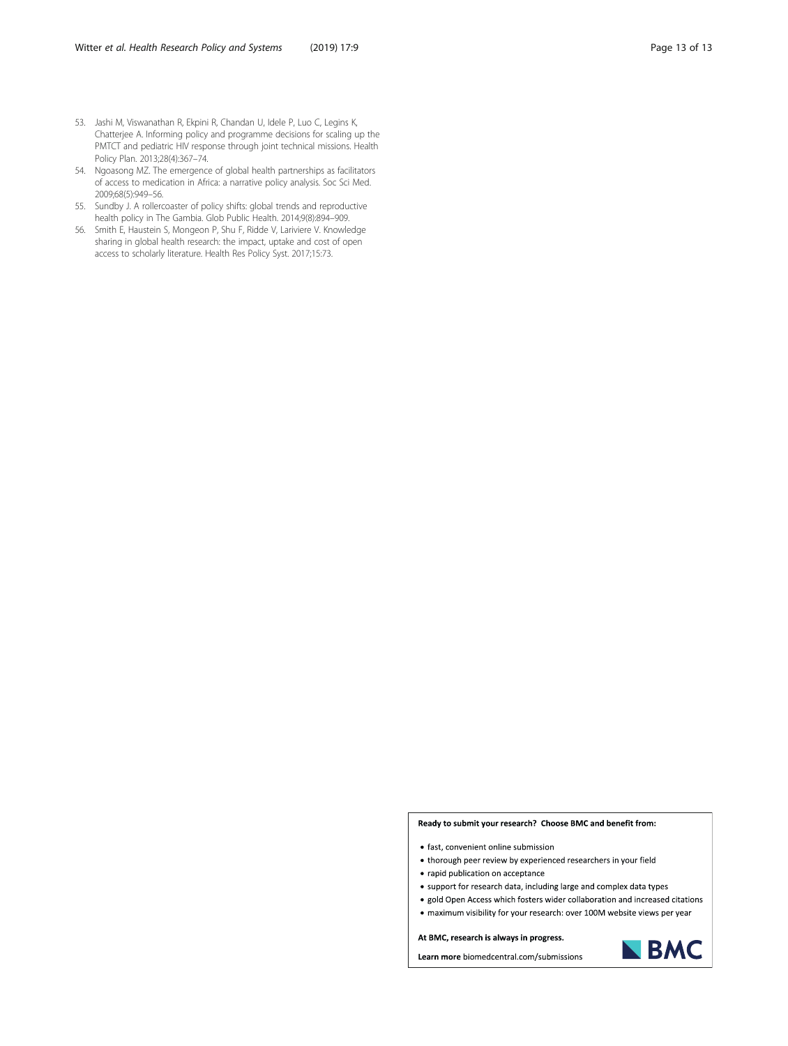53. Jashi M, Viswanathan R, Ekpini R, Chandan U, Idele P, Luo C, Legins K, Chatterjee A. Informing policy and programme decisions for scaling up the PMTCT and pediatric HIV response through joint technical missions. Health Policy Plan. 2013;28(4):367–74.
54. Ngoasong MZ. The emergence of global health partnerships as facilitators of access to medication in Africa: a narrative policy analysis. Soc Sci Med. 2009;68(5):949–56.
55. Sundby J. A rollercoaster of policy shifts: global trends and reproductive health policy in The Gambia. Glob Public Health. 2014;9(8):894–909.
56. Smith E, Haustein S, Mongeon P, Shu F, Ridde V, Lariviere V. Knowledge sharing in global health research: the impact, uptake and cost of open access to scholarly literature. Health Res Policy Syst. 2017;15:73.

**Ready to submit your research? Choose BMC and benefit from:**

- fast, convenient online submission
- thorough peer review by experienced researchers in your field
- rapid publication on acceptance
- support for research data, including large and complex data types
- gold Open Access which fosters wider collaboration and increased citations
- maximum visibility for your research: over 100M website views per year

**At BMC, research is always in progress.**

**Learn more** biomedcentral.com/submissions

BMC